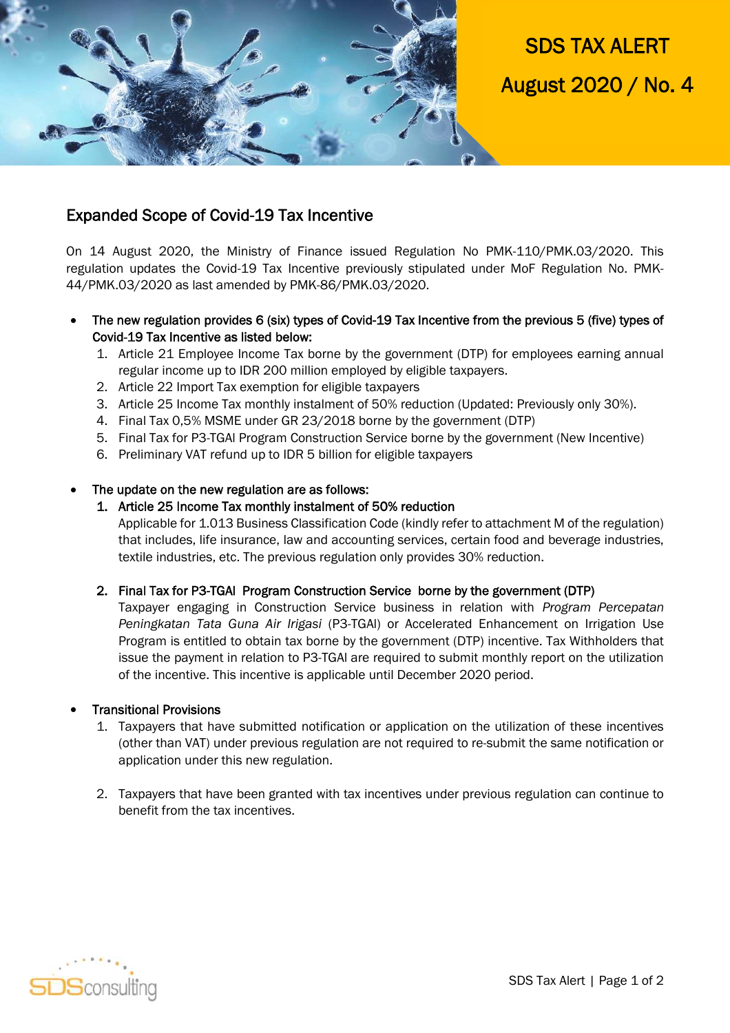SDS TAX ALERT

August 2020 / No. 4

## Expanded Scope of Covid-19 Tax Incentive

On 14 August 2020, the Ministry of Finance issued Regulation No PMK-110/PMK.03/2020. This regulation updates the Covid-19 Tax Incentive previously stipulated under MoF Regulation No. PMK-44/PMK.03/2020 as last amended by PMK-86/PMK.03/2020.

- **The new regulation provides 6 (six) types of Covid-19 Tax Incentive from the previous 5 (five) types of Covid-19 Tax Incentive as listed below:**
  1. Article 21 Employee Income Tax borne by the government (DTP) for employees earning annual regular income up to IDR 200 million employed by eligible taxpayers.
  2. Article 22 Import Tax exemption for eligible taxpayers
  3. Article 25 Income Tax monthly instalment of 50% reduction (Updated: Previously only 30%).
  4. Final Tax 0,5% MSME under GR 23/2018 borne by the government (DTP)
  5. Final Tax for P3-TGAI Program Construction Service borne by the government (New Incentive)
  6. Preliminary VAT refund up to IDR 5 billion for eligible taxpayers

- **The update on the new regulation are as follows:**
  1. **Article 25 Income Tax monthly instalment of 50% reduction**
     Applicable for 1.013 Business Classification Code (kindly refer to attachment M of the regulation) that includes, life insurance, law and accounting services, certain food and beverage industries, textile industries, etc. The previous regulation only provides 30% reduction.

  2. **Final Tax for P3-TGAI Program Construction Service borne by the government (DTP)**
     Taxpayer engaging in Construction Service business in relation with *Program Percepatan Peningkatan Tata Guna Air Irigasi* (P3-TGAI) or Accelerated Enhancement on Irrigation Use Program is entitled to obtain tax borne by the government (DTP) incentive. Tax Withholders that issue the payment in relation to P3-TGAI are required to submit monthly report on the utilization of the incentive. This incentive is applicable until December 2020 period.

- **Transitional Provisions**
  1. Taxpayers that have submitted notification or application on the utilization of these incentives (other than VAT) under previous regulation are not required to re-submit the same notification or application under this new regulation.

  2. Taxpayers that have been granted with tax incentives under previous regulation can continue to benefit from the tax incentives.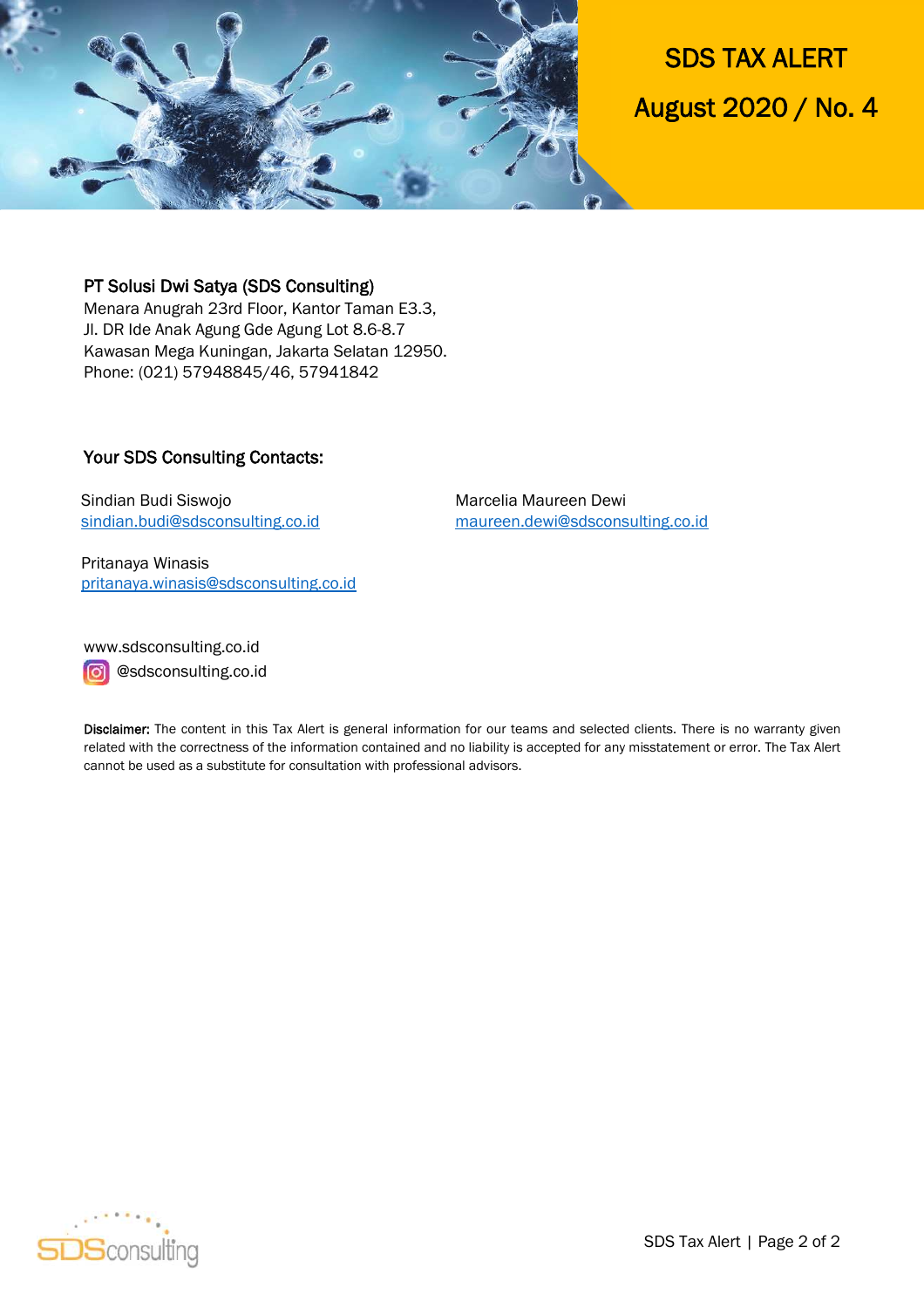# SDS TAX ALERT

## August 2020 / No. 4

**PT Solusi Dwi Satya (SDS Consulting)**
Menara Anugrah 23rd Floor, Kantor Taman E3.3,
Jl. DR Ide Anak Agung Gde Agung Lot 8.6-8.7
Kawasan Mega Kuningan, Jakarta Selatan 12950.
Phone: (021) 57948845/46, 57941842

### Your SDS Consulting Contacts:

Sindian Budi Siswojo
sindian.budi@sdsconsulting.co.id

Marcelia Maureen Dewi
maureen.dewi@sdsconsulting.co.id

Pritanaya Winasis
pritanaya.winasis@sdsconsulting.co.id

www.sdsconsulting.co.id
@sdsconsulting.co.id

**Disclaimer:** The content in this Tax Alert is general information for our teams and selected clients. There is no warranty given related with the correctness of the information contained and no liability is accepted for any misstatement or error. The Tax Alert cannot be used as a substitute for consultation with professional advisors.